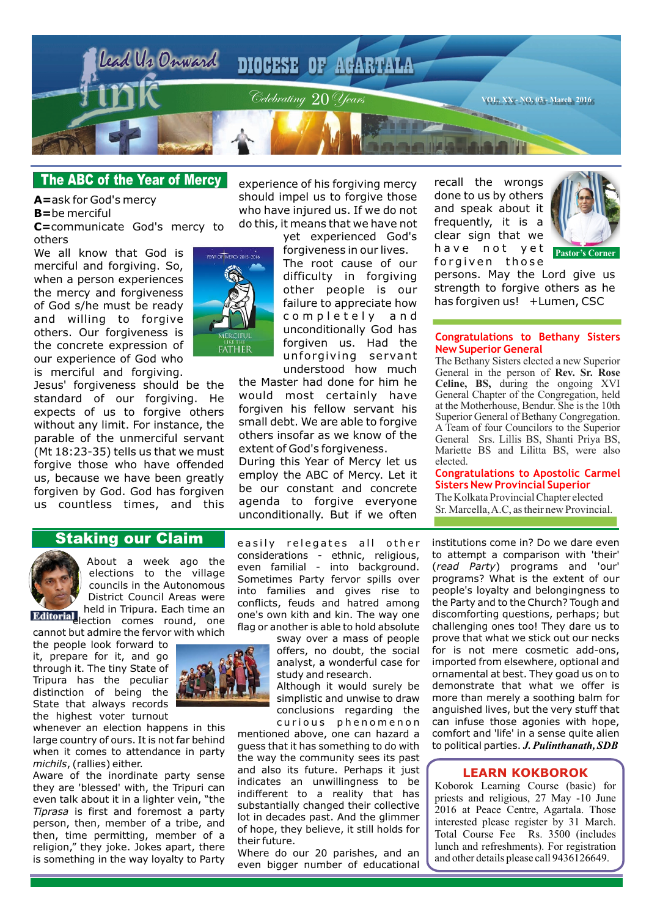# Lead Us Onward — Ink

## DIOCESE OF AGARTALA

*Celebrating 20 Years*

VOL. XX - NO. 03 - March 2016

## The ABC of the Year of Mercy

**A=**ask for God's mercy
**B=**be merciful
**C=**communicate God's mercy to others

We all know that God is merciful and forgiving. So, when a person experiences the mercy and forgiveness of God s/he must be ready and willing to forgive others. Our forgiveness is the concrete expression of our experience of God who is merciful and forgiving. Jesus' forgiveness should be the standard of our forgiving. He expects of us to forgive others without any limit. For instance, the parable of the unmerciful servant (Mt 18:23-35) tells us that we must forgive those who have offended us, because we have been greatly forgiven by God. God has forgiven us countless times, and this experience of his forgiving mercy should impel us to forgive those who have injured us. If we do not do this, it means that we have not yet experienced God's forgiveness in our lives. The root cause of our difficulty in forgiving other people is our failure to appreciate how completely and unconditionally God has forgiven us. Had the unforgiving servant understood how much the Master had done for him he would most certainly have forgiven his fellow servant his small debt. We are able to forgive others insofar as we know of the extent of God's forgiveness. During this Year of Mercy let us employ the ABC of Mercy. Let it be our constant and concrete agenda to forgive everyone unconditionally. But if we often recall the wrongs done to us by others and speak about it frequently, it is a clear sign that we have not yet forgiven those persons. May the Lord give us strength to forgive others as he has forgiven us! +Lumen, CSC

Pastor's Corner

## Congratulations to Bethany Sisters New Superior General

The Bethany Sisters elected a new Superior General in the person of **Rev. Sr. Rose Celine, BS,** during the ongoing XVI General Chapter of the Congregation, held at the Motherhouse, Bendur. She is the 10th Superior General of Bethany Congregation. A Team of four Councilors to the Superior General Srs. Lillis BS, Shanti Priya BS, Mariette BS and Lilitta BS, were also elected.

## Congratulations to Apostolic Carmel Sisters New Provincial Superior

The Kolkata Provincial Chapter elected Sr. Marcella, A.C, as their new Provincial.

## Staking our Claim

Editorial

About a week ago the elections to the village councils in the Autonomous District Council Areas were held in Tripura. Each time an election comes round, one cannot but admire the fervor with which the people look forward to it, prepare for it, and go through it. The tiny State of Tripura has the peculiar distinction of being the State that always records the highest voter turnout whenever an election happens in this large country of ours. It is not far behind when it comes to attendance in party *michils*, (rallies) either.

Aware of the inordinate party sense they are 'blessed' with, the Tripuri can even talk about it in a lighter vein, "the *Tiprasa* is first and foremost a party person, then, member of a tribe, and then, time permitting, member of a religion," they joke. Jokes apart, there is something in the way loyalty to Party easily relegates all other considerations - ethnic, religious, even familial - into background. Sometimes Party fervor spills over into families and gives rise to conflicts, feuds and hatred among one's own kith and kin. The way one flag or another is able to hold absolute sway over a mass of people offers, no doubt, the social analyst, a wonderful case for study and research.

Although it would surely be simplistic and unwise to draw conclusions regarding the curious phenomenon mentioned above, one can hazard a guess that it has something to do with the way the community sees its past and also its future. Perhaps it just indicates an unwillingness to be indifferent to a reality that has substantially changed their collective lot in decades past. And the glimmer of hope, they believe, it still holds for their future.

Where do our 20 parishes, and an even bigger number of educational institutions come in? Do we dare even to attempt a comparison with 'their' (*read Party*) programs and 'our' programs? What is the extent of our people's loyalty and belongingness to the Party and to the Church? Tough and discomforting questions, perhaps; but challenging ones too! They dare us to prove that what we stick out our necks for is not mere cosmetic add-ons, imported from elsewhere, optional and ornamental at best. They goad us on to demonstrate that what we offer is more than merely a soothing balm for anguished lives, but the very stuff that can infuse those agonies with hope, comfort and 'life' in a sense quite alien to political parties. ***J. Pulinthanath, SDB***

## LEARN KOKBOROK

Koborok Learning Course (basic) for priests and religious, 27 May -10 June 2016 at Peace Centre, Agartala. Those interested please register by 31 March. Total Course Fee Rs. 3500 (includes lunch and refreshments). For registration and other details please call 9436126649.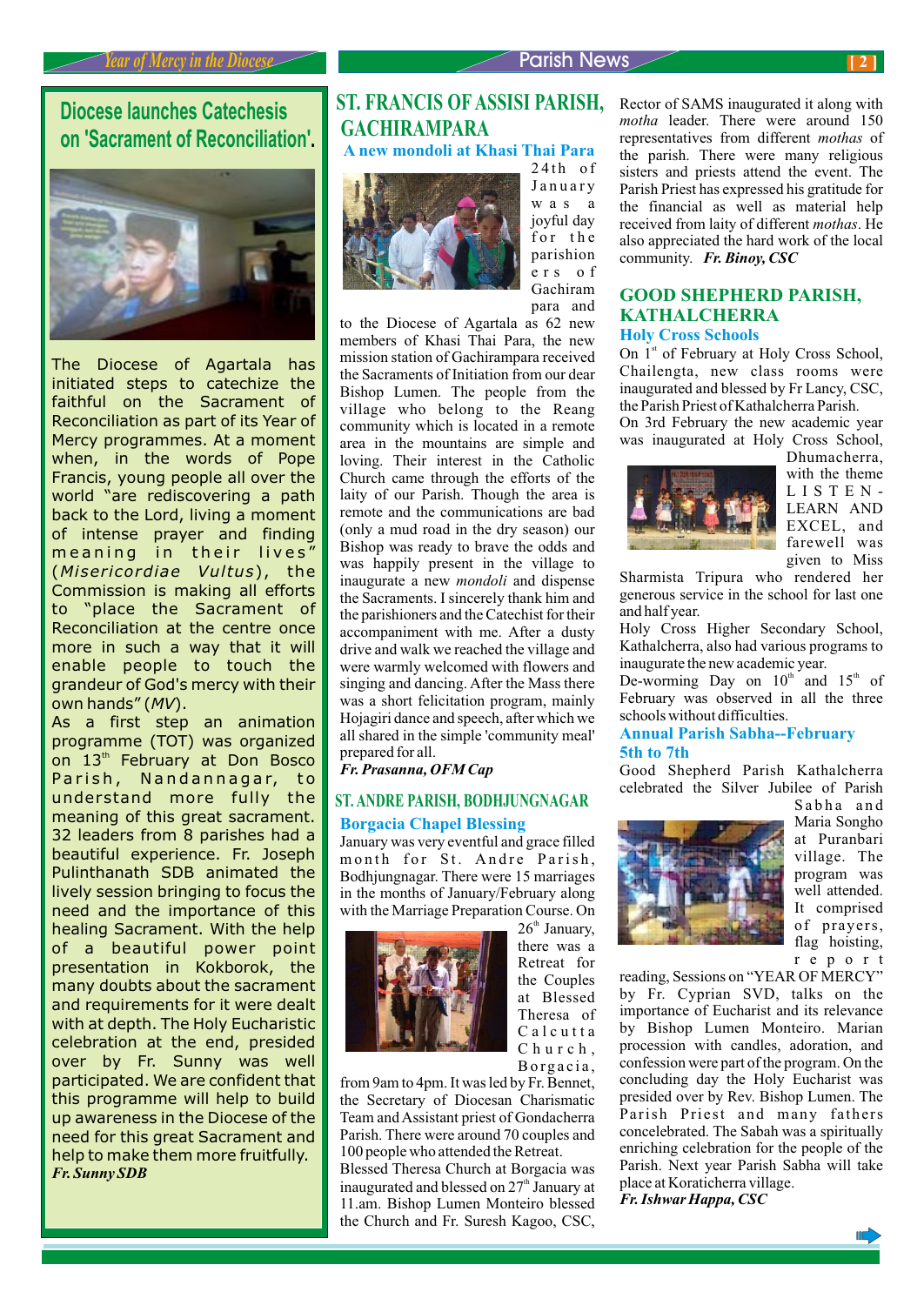## Diocese launches Catechesis on 'Sacrament of Reconciliation'.

The Diocese of Agartala has initiated steps to catechize the faithful on the Sacrament of Reconciliation as part of its Year of Mercy programmes. At a moment when, in the words of Pope Francis, young people all over the world "are rediscovering a path back to the Lord, living a moment of intense prayer and finding meaning in their lives" (*Misericordiae Vultus*), the Commission is making all efforts to "place the Sacrament of Reconciliation at the centre once more in such a way that it will enable people to touch the grandeur of God's mercy with their own hands" (*MV*).

As a first step an animation programme (TOT) was organized on 13th February at Don Bosco Parish, Nandannagar, to understand more fully the meaning of this great sacrament. 32 leaders from 8 parishes had a beautiful experience. Fr. Joseph Pulinthanath SDB animated the lively session bringing to focus the need and the importance of this healing Sacrament. With the help of a beautiful power point presentation in Kokborok, the many doubts about the sacrament and requirements for it were dealt with at depth. The Holy Eucharistic celebration at the end, presided over by Fr. Sunny was well participated. We are confident that this programme will help to build up awareness in the Diocese of the need for this great Sacrament and help to make them more fruitfully.

***Fr. Sunny SDB***

## ST. FRANCIS OF ASSISI PARISH, GACHIRAMPARA

### A new mondoli at Khasi Thai Para

24th of January was a joyful day for the parishioners of Gachirampara and to the Diocese of Agartala as 62 new members of Khasi Thai Para, the new mission station of Gachirampara received the Sacraments of Initiation from our dear Bishop Lumen. The people from the village who belong to the Reang community which is located in a remote area in the mountains are simple and loving. Their interest in the Catholic Church came through the efforts of the laity of our Parish. Though the area is remote and the communications are bad (only a mud road in the dry season) our Bishop was ready to brave the odds and was happily present in the village to inaugurate a new *mondoli* and dispense the Sacraments. I sincerely thank him and the parishioners and the Catechist for their accompaniment with me. After a dusty drive and walk we reached the village and were warmly welcomed with flowers and singing and dancing. After the Mass there was a short felicitation program, mainly Hojagiri dance and speech, after which we all shared in the simple 'community meal' prepared for all.

***Fr. Prasanna, OFM Cap***

## ST. ANDRE PARISH, BODHJUNGNAGAR

### Borgacia Chapel Blessing

January was very eventful and grace filled month for St. Andre Parish, Bodhjungnagar. There were 15 marriages in the months of January/February along with the Marriage Preparation Course. On 26th January, there was a Retreat for the Couples at Blessed Theresa of Calcutta Church, Borgacia, from 9am to 4pm. It was led by Fr. Bennet, the Secretary of Diocesan Charismatic Team and Assistant priest of Gondacherra Parish. There were around 70 couples and 100 people who attended the Retreat.

Blessed Theresa Church at Borgacia was inaugurated and blessed on 27th January at 11.am. Bishop Lumen Monteiro blessed the Church and Fr. Suresh Kagoo, CSC, Rector of SAMS inaugurated it along with *motha* leader. There were around 150 representatives from different *mothas* of the parish. There were many religious sisters and priests attend the event. The Parish Priest has expressed his gratitude for the financial as well as material help received from laity of different *mothas*. He also appreciated the hard work of the local community. ***Fr. Binoy, CSC***

## GOOD SHEPHERD PARISH, KATHALCHERRA

### Holy Cross Schools

On 1st of February at Holy Cross School, Chailengta, new class rooms were inaugurated and blessed by Fr Lancy, CSC, the Parish Priest of Kathalcherra Parish.

On 3rd February the new academic year was inaugurated at Holy Cross School, Dhumacherra, with the theme LISTEN-LEARN AND EXCEL, and farewell was given to Miss Sharmista Tripura who rendered her generous service in the school for last one and half year.

Holy Cross Higher Secondary School, Kathalcherra, also had various programs to inaugurate the new academic year.

De-worming Day on 10th and 15th of February was observed in all the three schools without difficulties.

### Annual Parish Sabha--February 5th to 7th

Good Shepherd Parish Kathalcherra celebrated the Silver Jubilee of Parish Sabha and Maria Songho at Puranbari village. The program was well attended. It comprised of prayers, flag hoisting, report reading, Sessions on "YEAR OF MERCY" by Fr. Cyprian SVD, talks on the importance of Eucharist and its relevance by Bishop Lumen Monteiro. Marian procession with candles, adoration, and confession were part of the program. On the concluding day the Holy Eucharist was presided over by Rev. Bishop Lumen. The Parish Priest and many fathers concelebrated. The Sabah was a spiritually enriching celebration for the people of the Parish. Next year Parish Sabha will take place at Koraticherra village.

***Fr. Ishwar Happa, CSC***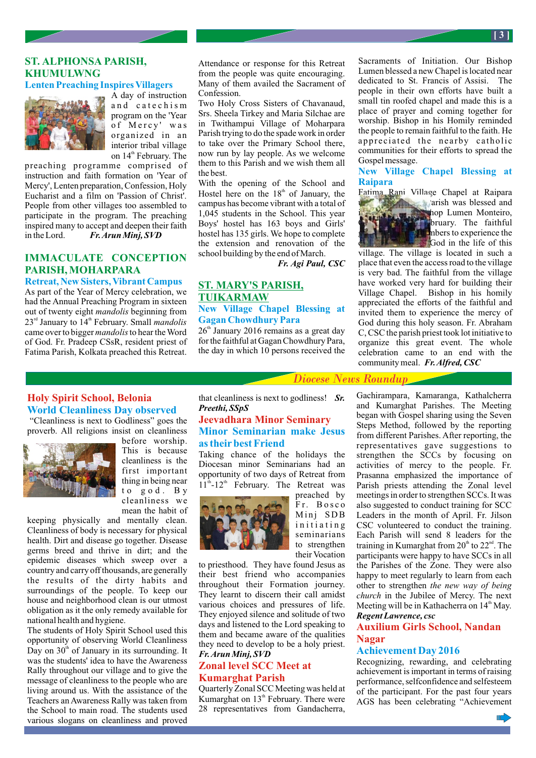## ST. ALPHONSA PARISH, KHUMULWNG

### Lenten Preaching Inspires Villagers

A day of instruction and catechism program on the 'Year of Mercy' was organized in an interior tribal village on 14th February. The preaching programme comprised of instruction and faith formation on 'Year of Mercy', Lenten preparation, Confession, Holy Eucharist and a film on 'Passion of Christ'. People from other villages too assembled to participate in the program. The preaching inspired many to accept and deepen their faith in the Lord. ***Fr. Arun Minj, SVD***

## IMMACULATE CONCEPTION PARISH, MOHARPARA

### Retreat, New Sisters, Vibrant Campus

As part of the Year of Mercy celebration, we had the Annual Preaching Program in sixteen out of twenty eight *mandolis* beginning from 23rd January to 14th February. Small *mandolis* came over to bigger *mandolis* to hear the Word of God. Fr. Pradeep CSsR, resident priest of Fatima Parish, Kolkata preached this Retreat. Attendance or response for this Retreat from the people was quite encouraging. Many of them availed the Sacrament of Confession.

Two Holy Cross Sisters of Chavanaud, Srs. Sheela Tirkey and Maria Silchae are in Twithampui Village of Moharpara Parish trying to do the spade work in order to take over the Primary School there, now run by lay people. As we welcome them to this Parish and we wish them all the best.

With the opening of the School and Hostel here on the 18th of January, the campus has become vibrant with a total of 1,045 students in the School. This year Boys' hostel has 163 boys and Girls' hostel has 135 girls. We hope to complete the extension and renovation of the school building by the end of March.

***Fr. Agi Paul, CSC***

## ST. MARY'S PARISH, TUIKARMAW

### New Village Chapel Blessing at Gagan Chowdhury Para

26th January 2016 remains as a great day for the faithful at Gagan Chowdhury Para, the day in which 10 persons received the Sacraments of Initiation. Our Bishop Lumen blessed a new Chapel is located near dedicated to St. Francis of Assisi. The people in their own efforts have built a small tin roofed chapel and made this is a place of prayer and coming together for worship. Bishop in his Homily reminded the people to remain faithful to the faith. He appreciated the nearby catholic communities for their efforts to spread the Gospel message.

### New Village Chapel Blessing at Raipara

Fatima Rani Village Chapel at Raipara ... arish was blessed and ... hop Lumen Monteiro, ... bruary. The faithful ... mbers to experience the ... God in the life of this village. The village is located in such a place that even the access road to the village is very bad. The faithful from the village have worked very hard for building their Village Chapel. Bishop in his homily appreciated the efforts of the faithful and invited them to experience the mercy of God during this holy season. Fr. Abraham C, CSC the parish priest took lot initiative to organize this great event. The whole celebration came to an end with the community meal. ***Fr. Alfred, CSC***

# Diocese News Roundup

## Holy Spirit School, Belonia

### World Cleanliness Day observed

"Cleanliness is next to Godliness" goes the proverb. All religions insist on cleanliness before worship. This is because cleanliness is the first important thing in being near to god. By cleanliness we mean the habit of keeping physically and mentally clean. Cleanliness of body is necessary for physical health. Dirt and disease go together. Disease germs breed and thrive in dirt; and the epidemic diseases which sweep over a country and carry off thousands, are generally the results of the dirty habits and surroundings of the people. To keep our house and neighborhood clean is our utmost obligation as it the only remedy available for national health and hygiene.

The students of Holy Spirit School used this opportunity of observing World Cleanliness Day on 30th of January in its surrounding. It was the students' idea to have the Awareness Rally throughout our village and to give the message of cleanliness to the people who are living around us. With the assistance of the Teachers an Awareness Rally was taken from the School to main road. The students used various slogans on cleanliness and proved that cleanliness is next to godliness! ***Sr. Preethi, SSpS***

## Jeevadhara Minor Seminary

### Minor Seminarian make Jesus as their best Friend

Taking chance of the holidays the Diocesan minor Seminarians had an opportunity of two days of Retreat from 11th-12th February. The Retreat was preached by Fr. Bosco Minj SDB initiating seminarians to strengthen their Vocation to priesthood. They have found Jesus as their best friend who accompanies throughout their Formation journey. They learnt to discern their call amidst various choices and pressures of life. They enjoyed silence and solitude of two days and listened to the Lord speaking to them and became aware of the qualities they need to develop to be a holy priest.
***Fr. Arun Minj, SVD***

## Zonal level SCC Meet at Kumarghat Parish

Quarterly Zonal SCC Meeting was held at Kumarghat on 13th February. There were 28 representatives from Gandacherra, Gachirampara, Kamaranga, Kathalcherra and Kumarghat Parishes. The Meeting began with Gospel sharing using the Seven Steps Method, followed by the reporting from different Parishes. After reporting, the representatives gave suggestions to strengthen the SCCs by focusing on activities of mercy to the people. Fr. Prasanna emphasized the importance of Parish priests attending the Zonal level meetings in order to strengthen SCCs. It was also suggested to conduct training for SCC Leaders in the month of April. Fr. Jilson CSC volunteered to conduct the training. Each Parish will send 8 leaders for the training in Kumarghat from 20th to 22nd. The participants were happy to have SCCs in all the Parishes of the Zone. They were also happy to meet regularly to learn from each other to strengthen *the new way of being church* in the Jubilee of Mercy. The next Meeting will be in Kathacherra on 14th May.
***Regent Lawrence, csc***

## Auxilium Girls School, Nandan Nagar

### Achievement Day 2016

Recognizing, rewarding, and celebrating achievement is important in terms of raising performance, selfconfidence and selfesteem of the participant. For the past four years AGS has been celebrating "Achievement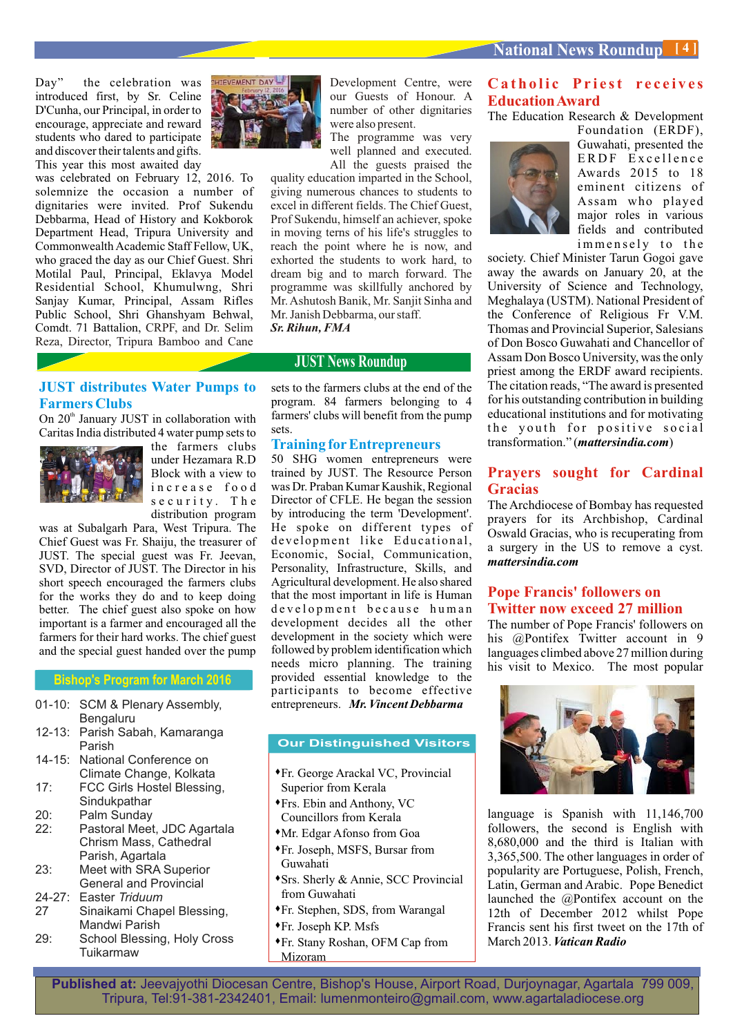Day" the celebration was introduced first, by Sr. Celine D'Cunha, our Principal, in order to encourage, appreciate and reward students who dared to participate and discover their talents and gifts. This year this most awaited day was celebrated on February 12, 2016. To solemnize the occasion a number of dignitaries were invited. Prof Sukendu Debbarma, Head of History and Kokborok Department Head, Tripura University and Commonwealth Academic Staff Fellow, UK, who graced the day as our Chief Guest. Shri Motilal Paul, Principal, Eklavya Model Residential School, Khumulwng, Shri Sanjay Kumar, Principal, Assam Rifles Public School, Shri Ghanshyam Behwal, Comdt. 71 Battalion, CRPF, and Dr. Selim Reza, Director, Tripura Bamboo and Cane Development Centre, were our Guests of Honour. A number of other dignitaries were also present.

The programme was very well planned and executed. All the guests praised the quality education imparted in the School, giving numerous chances to students to excel in different fields. The Chief Guest, Prof Sukendu, himself an achiever, spoke in moving terns of his life's struggles to reach the point where he is now, and exhorted the students to work hard, to dream big and to march forward. The programme was skillfully anchored by Mr. Ashutosh Banik, Mr. Sanjit Sinha and Mr. Janish Debbarma, our staff.

***Sr. Rihun, FMA***

## JUST News Roundup

### JUST distributes Water Pumps to Farmers Clubs

On 20th January JUST in collaboration with Caritas India distributed 4 water pump sets to the farmers clubs under Hezamara R.D Block with a view to increase food security. The distribution program was at Subalgarh Para, West Tripura. The Chief Guest was Fr. Shaiju, the treasurer of JUST. The special guest was Fr. Jeevan, SVD, Director of JUST. The Director in his short speech encouraged the farmers clubs for the works they do and to keep doing better. The chief guest also spoke on how important is a farmer and encouraged all the farmers for their hard works. The chief guest and the special guest handed over the pump sets to the farmers clubs at the end of the program. 84 farmers belonging to 4 farmers' clubs will benefit from the pump sets.

### Training for Entrepreneurs

50 SHG women entrepreneurs were trained by JUST. The Resource Person was Dr. Praban Kumar Kaushik, Regional Director of CFLE. He began the session by introducing the term 'Development'. He spoke on different types of development like Educational, Economic, Social, Communication, Personality, Infrastructure, Skills, and Agricultural development. He also shared that the most important in life is Human development because human development decides all the other development in the society which were followed by problem identification which needs micro planning. The training provided essential knowledge to the participants to become effective entrepreneurs. ***Mr. Vincent Debbarma***

### Bishop's Program for March 2016

- 01-10: SCM & Plenary Assembly, Bengaluru
- 12-13: Parish Sabah, Kamaranga Parish
- 14-15: National Conference on Climate Change, Kolkata
- 17: FCC Girls Hostel Blessing, Sindukpathar
- 20: Palm Sunday
- 22: Pastoral Meet, JDC Agartala Chrism Mass, Cathedral Parish, Agartala
- 23: Meet with SRA Superior General and Provincial
- 24-27: Easter *Triduum*
- 27 Sinaikami Chapel Blessing, Mandwi Parish
- 29: School Blessing, Holy Cross Tuikarmaw

### Our Distinguished Visitors

- Fr. George Arackal VC, Provincial Superior from Kerala
- Frs. Ebin and Anthony, VC Councillors from Kerala
- Mr. Edgar Afonso from Goa
- Fr. Joseph, MSFS, Bursar from Guwahati
- Srs. Sherly & Annie, SCC Provincial from Guwahati
- Fr. Stephen, SDS, from Warangal
- Fr. Joseph KP. Msfs
- Fr. Stany Roshan, OFM Cap from Mizoram

### Catholic Priest receives Education Award

The Education Research & Development Foundation (ERDF), Guwahati, presented the ERDF Excellence Awards 2015 to 18 eminent citizens of Assam who played major roles in various fields and contributed immensely to the society. Chief Minister Tarun Gogoi gave away the awards on January 20, at the University of Science and Technology, Meghalaya (USTM). National President of the Conference of Religious Fr V.M. Thomas and Provincial Superior, Salesians of Don Bosco Guwahati and Chancellor of Assam Don Bosco University, was the only priest among the ERDF award recipients. The citation reads, "The award is presented for his outstanding contribution in building educational institutions and for motivating the youth for positive social transformation." (***mattersindia.com***)

### Prayers sought for Cardinal Gracias

The Archdiocese of Bombay has requested prayers for its Archbishop, Cardinal Oswald Gracias, who is recuperating from a surgery in the US to remove a cyst. ***mattersindia.com***

### Pope Francis' followers on Twitter now exceed 27 million

The number of Pope Francis' followers on his @Pontifex Twitter account in 9 languages climbed above 27 million during his visit to Mexico. The most popular language is Spanish with 11,146,700 followers, the second is English with 8,680,000 and the third is Italian with 3,365,500. The other languages in order of popularity are Portuguese, Polish, French, Latin, German and Arabic. Pope Benedict launched the @Pontifex account on the 12th of December 2012 whilst Pope Francis sent his first tweet on the 17th of March 2013. ***Vatican Radio***

**Published at:** Jeevajyothi Diocesan Centre, Bishop's House, Airport Road, Durjoynagar, Agartala 799 009, Tripura, Tel:91-381-2342401, Email: lumenmonteiro@gmail.com, www.agartaladiocese.org